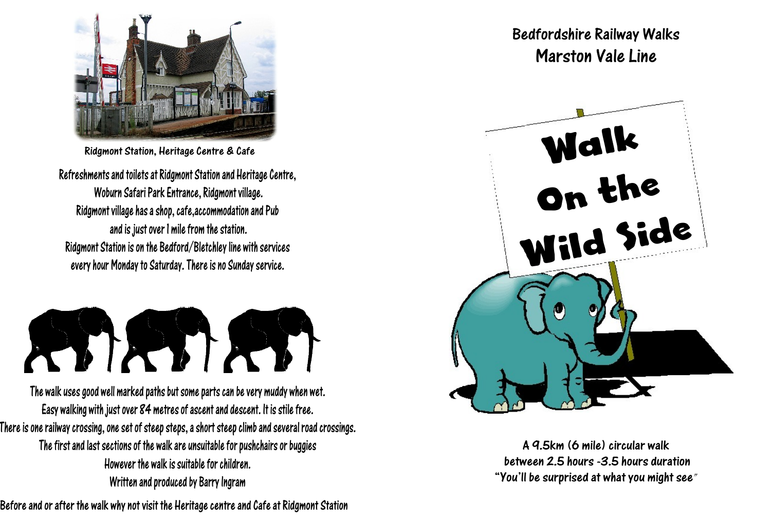Ridgmont Station, Heritage Centre & Cafe

Refreshments and toilets at Ridgmont Station and Heritage Centre, Woburn Safari Park Entrance, Ridgmont village.
Ridgmont village has a shop, cafe,accommodation and Pub and is just over 1 mile from the station.
Ridgmont Station is on the Bedford/Bletchley line with services every hour Monday to Saturday. There is no Sunday service.

The walk uses good well marked paths but some parts can be very muddy when wet.
Easy walking with just over 84 metres of ascent and descent. It is stile free.
There is one railway crossing, one set of steep steps, a short steep climb and several road crossings.
The first and last sections of the walk are unsuitable for pushchairs or buggies
However the walk is suitable for children.
Written and produced by Barry Ingram

Before and or after the walk why not visit the Heritage centre and Cafe at Ridgmont Station

# Bedfordshire Railway Walks
## Marston Vale Line

# Walk On the Wild Side

**A 9.5km (6 mile) circular walk**
**between 2.5 hours -3.5 hours duration**
**"You'll be surprised at what you might see"**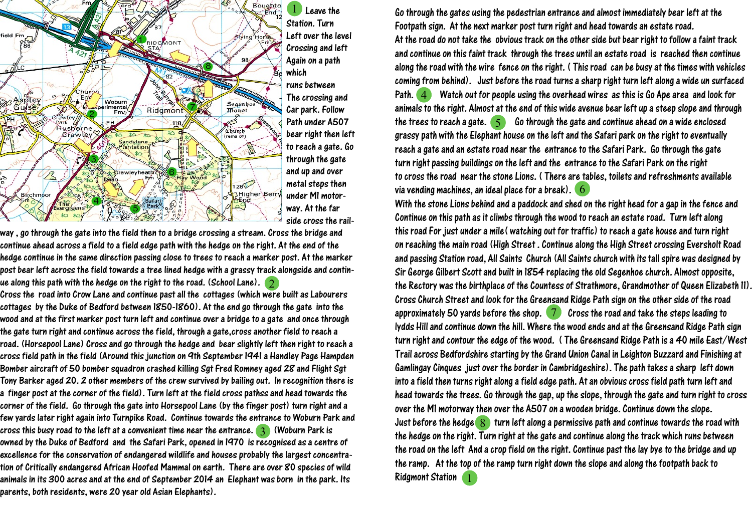1 Leave the Station. Turn Left over the level Crossing and left Again on a path which runs between The crossing and Car park. Follow Path under A507 bear right then left to reach a gate. Go through the gate and up and over metal steps then under M1 motor-way. At the far side cross the rail-way , go through the gate into the field then to a bridge crossing a stream. Cross the bridge and continue ahead across a field to a field edge path with the hedge on the right. At the end of the hedge continue in the same direction passing close to trees to reach a marker post. At the marker post bear left across the field towards a tree lined hedge with a grassy track alongside and continue along this path with the hedge on the right to the road. (School Lane). 2

Cross the road into Crow Lane and continue past all the cottages (which were built as Labourers cottages by the Duke of Bedford between 1850-1860). At the end go through the gate into the wood and at the first marker post turn left and continue over a bridge to a gate and once through the gate turn right and continue across the field, through a gate,cross another field to reach a road. (Horsepool Lane) Cross and go through the hedge and bear slightly left then right to reach a cross field path in the field (Around this junction on 9th September 1941 a Handley Page Hampden Bomber aircraft of 50 bomber squadron crashed killing Sgt Fred Romney aged 28 and Flight Sgt Tony Barker aged 20. 2 other members of the crew survived by bailing out. In recognition there is a finger post at the corner of the field). Turn left at the field cross pathss and head towards the corner of the field. Go through the gate into Horsepool Lane (by the finger post) turn right and a few yards later right again into Turnpike Road. Continue towards the entrance to Woburn Park and cross this busy road to the left at a convenient time near the entrance. 3 (Woburn Park is owned by the Duke of Bedford and the Safari Park, opened in 1970 is recognised as a centre of excellence for the conservation of endangered wildlife and houses probably the largest concentration of Critically endangered African Hoofed Mammal on earth. There are over 80 species of wild animals in its 300 acres and at the end of September 2014 an Elephant was born in the park. Its parents, both residents, were 20 year old Asian Elephants).

Go through the gates using the pedestrian entrance and almost immediately bear left at the Footpath sign. At the next marker post turn right and head towards an estate road. At the road do not take the obvious track on the other side but bear right to follow a faint track and continue on this faint track through the trees until an estate road is reached then continue along the road with the wire fence on the right. ( This road can be busy at the times with vehicles coming from behind). Just before the road turns a sharp right turn left along a wide un surfaced Path. 4 Watch out for people using the overhead wires as this is Go Ape area and look for animals to the right. Almost at the end of this wide avenue bear left up a steep slope and through the trees to reach a gate. 5 Go through the gate and continue ahead on a wide enclosed grassy path with the Elephant house on the left and the Safari park on the right to eventually reach a gate and an estate road near the entrance to the Safari Park. Go through the gate turn right passing buildings on the left and the entrance to the Safari Park on the right to cross the road near the stone Lions. ( There are tables, toilets and refreshments available via vending machines, an ideal place for a break). 6

With the stone Lions behind and a paddock and shed on the right head for a gap in the fence and Continue on this path as it climbs through the wood to reach an estate road. Turn left along this road For just under a mile( watching out for traffic) to reach a gate house and turn right on reaching the main road (High Street . Continue along the High Street crossing Eversholt Road and passing Station road, All Saints Church (All Saints church with its tall spire was designed by Sir George Gilbert Scott and built in 1854 replacing the old Segenhoe church. Almost opposite, the Rectory was the birthplace of the Countess of Strathmore, Grandmother of Queen Elizabeth II). Cross Church Street and look for the Greensand Ridge Path sign on the other side of the road approximately 50 yards before the shop. 7 Cross the road and take the steps leading to lydds Hill and continue down the hill. Where the wood ends and at the Greensand Ridge Path sign turn right and contour the edge of the wood. ( The Greensand Ridge Path is a 40 mile East/West Trail across Bedfordshire starting by the Grand Union Canal in Leighton Buzzard and Finishing at Gamlingay Cinques just over the border in Cambridgeshire). The path takes a sharp left down into a field then turns right along a field edge path. At an obvious cross field path turn left and head towards the trees. Go through the gap, up the slope, through the gate and turn right to cross over the M1 motorway then over the A507 on a wooden bridge. Continue down the slope.

Just before the hedge 8 turn left along a permissive path and continue towards the road with the hedge on the right. Turn right at the gate and continue along the track which runs between the road on the left And a crop field on the right. Continue past the lay bye to the bridge and up the ramp. At the top of the ramp turn right down the slope and along the footpath back to Ridgmont Station 1